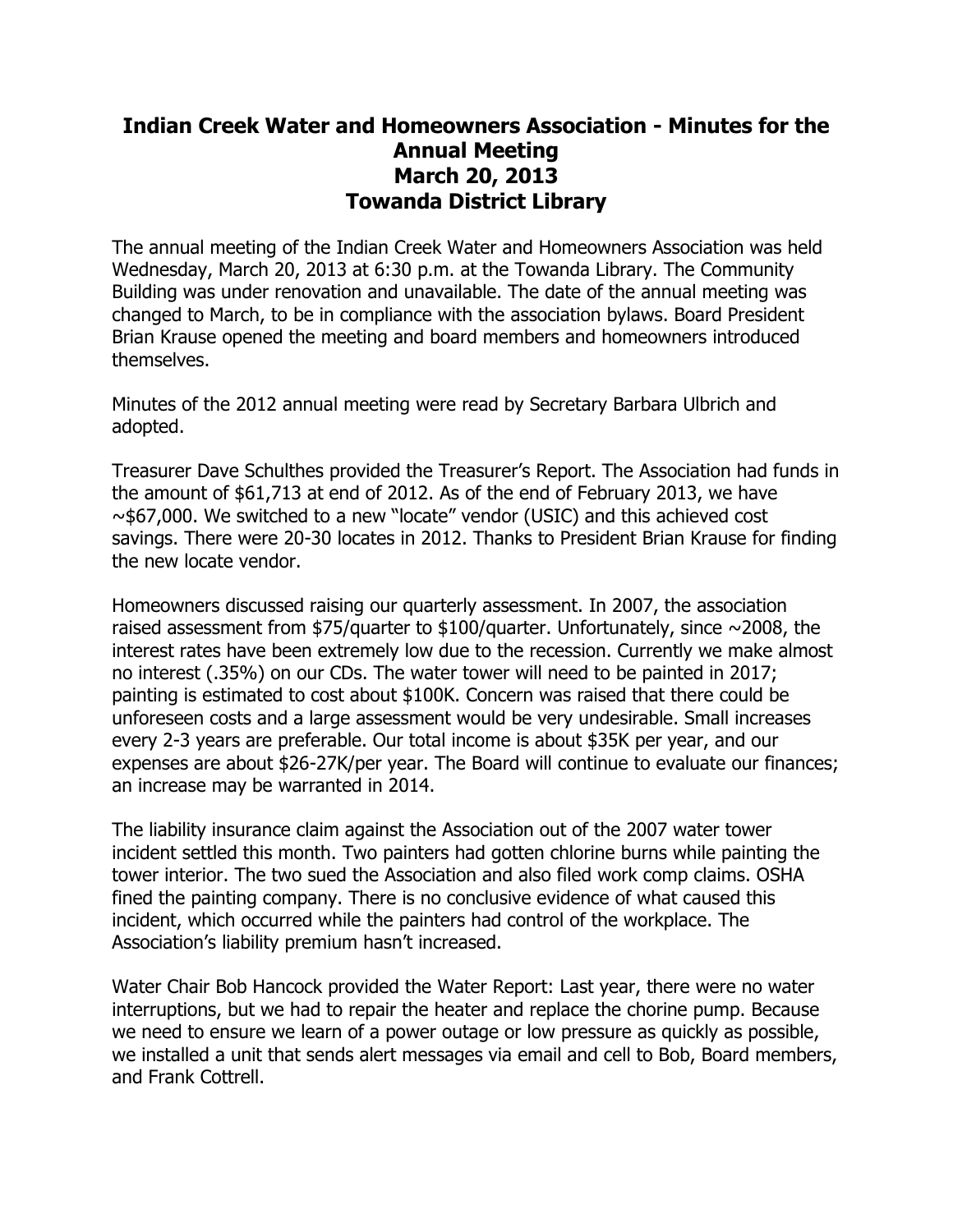# Indian Creek Water and Homeowners Association - Minutes for the Annual Meeting
# March 20, 2013
# Towanda District Library

The annual meeting of the Indian Creek Water and Homeowners Association was held Wednesday, March 20, 2013 at 6:30 p.m. at the Towanda Library. The Community Building was under renovation and unavailable. The date of the annual meeting was changed to March, to be in compliance with the association bylaws. Board President Brian Krause opened the meeting and board members and homeowners introduced themselves.

Minutes of the 2012 annual meeting were read by Secretary Barbara Ulbrich and adopted.

Treasurer Dave Schulthes provided the Treasurer's Report. The Association had funds in the amount of $61,713 at end of 2012. As of the end of February 2013, we have ~$67,000. We switched to a new "locate" vendor (USIC) and this achieved cost savings. There were 20-30 locates in 2012. Thanks to President Brian Krause for finding the new locate vendor.

Homeowners discussed raising our quarterly assessment. In 2007, the association raised assessment from $75/quarter to $100/quarter. Unfortunately, since ~2008, the interest rates have been extremely low due to the recession. Currently we make almost no interest (.35%) on our CDs. The water tower will need to be painted in 2017; painting is estimated to cost about $100K. Concern was raised that there could be unforeseen costs and a large assessment would be very undesirable. Small increases every 2-3 years are preferable. Our total income is about $35K per year, and our expenses are about $26-27K/per year. The Board will continue to evaluate our finances; an increase may be warranted in 2014.

The liability insurance claim against the Association out of the 2007 water tower incident settled this month. Two painters had gotten chlorine burns while painting the tower interior. The two sued the Association and also filed work comp claims. OSHA fined the painting company. There is no conclusive evidence of what caused this incident, which occurred while the painters had control of the workplace. The Association's liability premium hasn't increased.

Water Chair Bob Hancock provided the Water Report: Last year, there were no water interruptions, but we had to repair the heater and replace the chorine pump. Because we need to ensure we learn of a power outage or low pressure as quickly as possible, we installed a unit that sends alert messages via email and cell to Bob, Board members, and Frank Cottrell.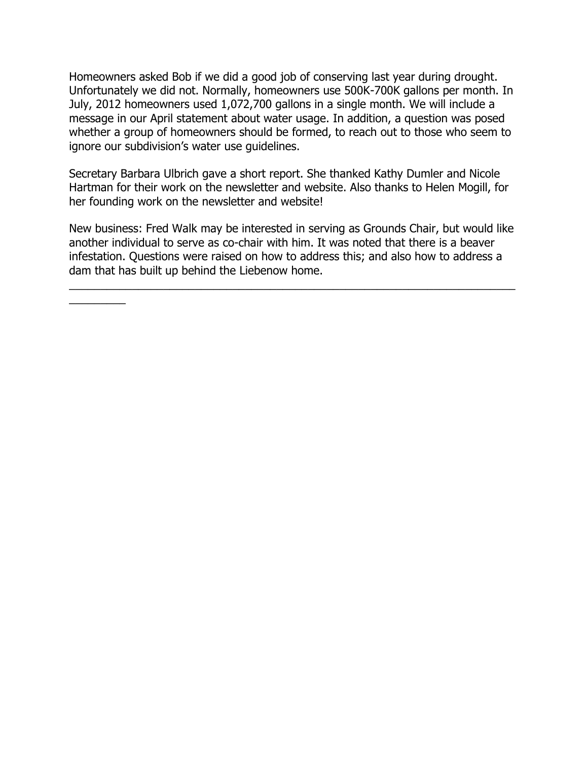Homeowners asked Bob if we did a good job of conserving last year during drought. Unfortunately we did not. Normally, homeowners use 500K-700K gallons per month. In July, 2012 homeowners used 1,072,700 gallons in a single month. We will include a message in our April statement about water usage. In addition, a question was posed whether a group of homeowners should be formed, to reach out to those who seem to ignore our subdivision's water use guidelines.

Secretary Barbara Ulbrich gave a short report. She thanked Kathy Dumler and Nicole Hartman for their work on the newsletter and website. Also thanks to Helen Mogill, for her founding work on the newsletter and website!

New business: Fred Walk may be interested in serving as Grounds Chair, but would like another individual to serve as co-chair with him. It was noted that there is a beaver infestation. Questions were raised on how to address this; and also how to address a dam that has built up behind the Liebenow home.

---